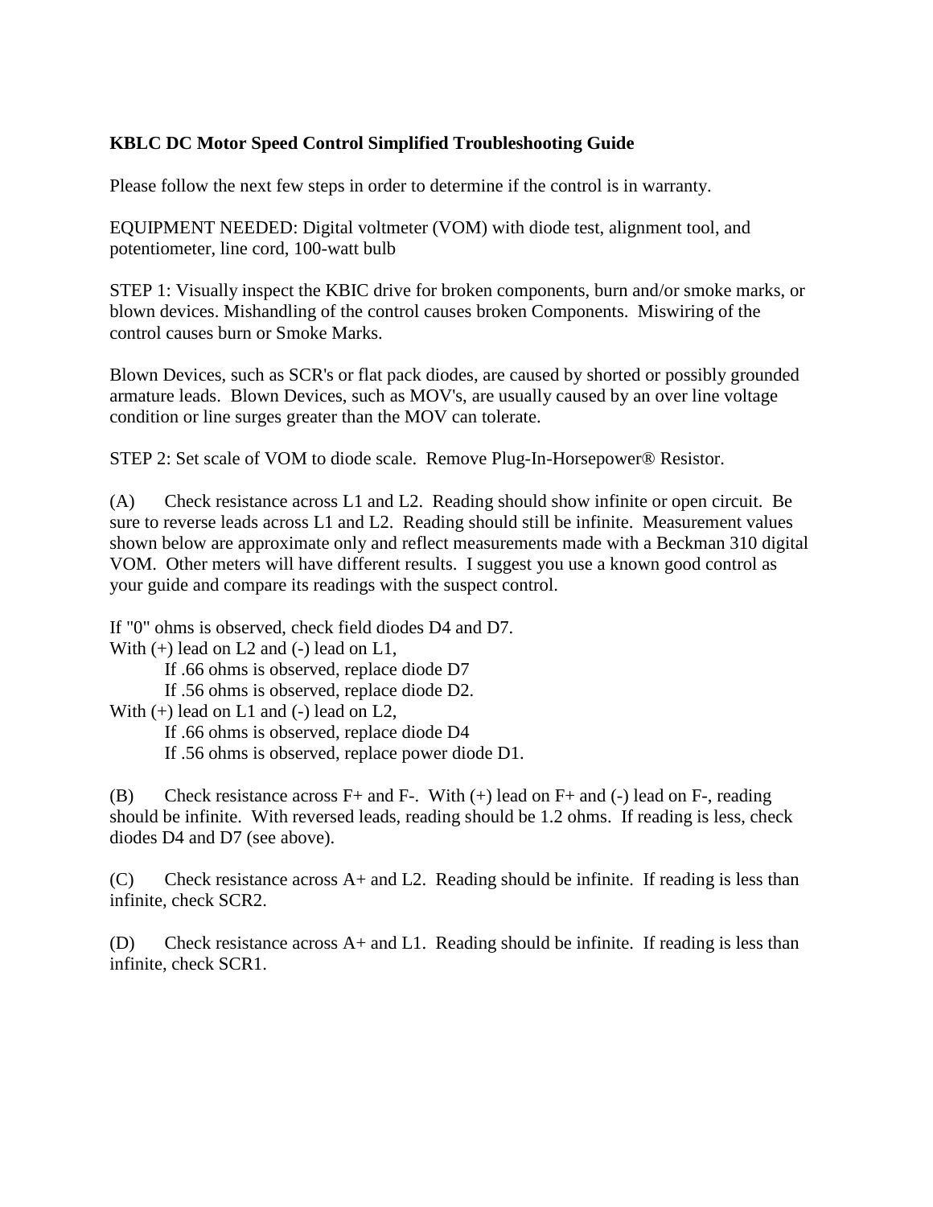**KBLC DC Motor Speed Control Simplified Troubleshooting Guide**

Please follow the next few steps in order to determine if the control is in warranty.

EQUIPMENT NEEDED: Digital voltmeter (VOM) with diode test, alignment tool, and potentiometer, line cord, 100-watt bulb

STEP 1: Visually inspect the KBIC drive for broken components, burn and/or smoke marks, or blown devices. Mishandling of the control causes broken Components. Miswiring of the control causes burn or Smoke Marks.

Blown Devices, such as SCR's or flat pack diodes, are caused by shorted or possibly grounded armature leads. Blown Devices, such as MOV's, are usually caused by an over line voltage condition or line surges greater than the MOV can tolerate.

STEP 2: Set scale of VOM to diode scale. Remove Plug-In-Horsepower® Resistor.

(A) Check resistance across L1 and L2. Reading should show infinite or open circuit. Be sure to reverse leads across L1 and L2. Reading should still be infinite. Measurement values shown below are approximate only and reflect measurements made with a Beckman 310 digital VOM. Other meters will have different results. I suggest you use a known good control as your guide and compare its readings with the suspect control.

If "0" ohms is observed, check field diodes D4 and D7.
With (+) lead on L2 and (-) lead on L1,
- If .66 ohms is observed, replace diode D7
- If .56 ohms is observed, replace diode D2.

With (+) lead on L1 and (-) lead on L2,
- If .66 ohms is observed, replace diode D4
- If .56 ohms is observed, replace power diode D1.

(B) Check resistance across F+ and F-. With (+) lead on F+ and (-) lead on F-, reading should be infinite. With reversed leads, reading should be 1.2 ohms. If reading is less, check diodes D4 and D7 (see above).

(C) Check resistance across A+ and L2. Reading should be infinite. If reading is less than infinite, check SCR2.

(D) Check resistance across A+ and L1. Reading should be infinite. If reading is less than infinite, check SCR1.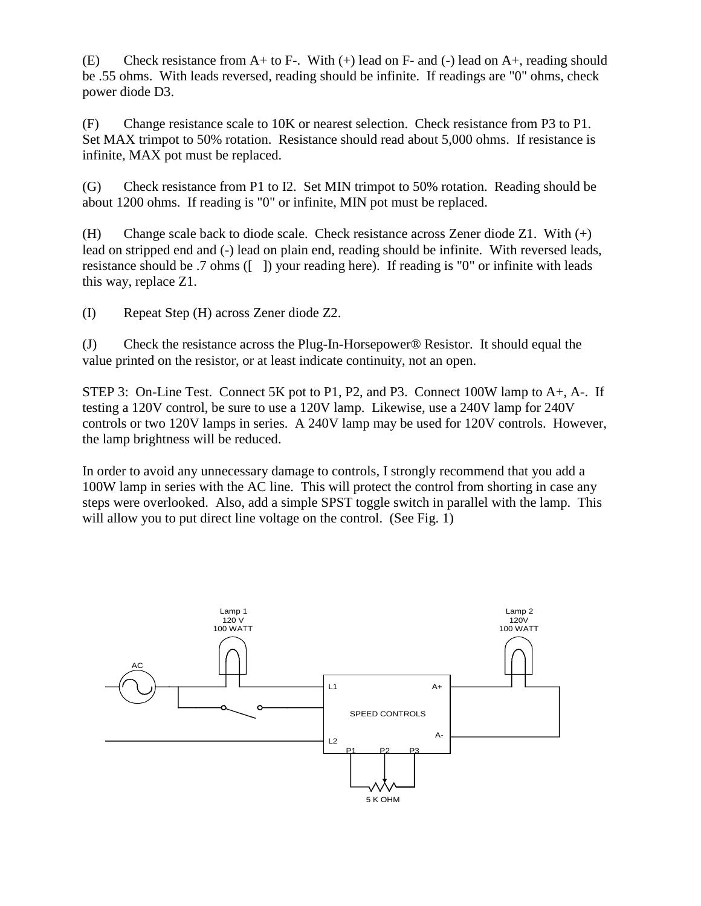(E)  Check resistance from A+ to F-.  With (+) lead on F- and (-) lead on A+, reading should be .55 ohms.  With leads reversed, reading should be infinite.  If readings are "0" ohms, check power diode D3.

(F)  Change resistance scale to 10K or nearest selection.  Check resistance from P3 to P1.  Set MAX trimpot to 50% rotation.  Resistance should read about 5,000 ohms.  If resistance is infinite, MAX pot must be replaced.

(G)  Check resistance from P1 to I2.  Set MIN trimpot to 50% rotation.  Reading should be about 1200 ohms.  If reading is "0" or infinite, MIN pot must be replaced.

(H)  Change scale back to diode scale.  Check resistance across Zener diode Z1.  With (+) lead on stripped end and (-) lead on plain end, reading should be infinite.  With reversed leads, resistance should be .7 ohms ([   ]) your reading here).  If reading is "0" or infinite with leads this way, replace Z1.

(I)  Repeat Step (H) across Zener diode Z2.

(J)  Check the resistance across the Plug-In-Horsepower® Resistor.  It should equal the value printed on the resistor, or at least indicate continuity, not an open.

STEP 3:  On-Line Test.  Connect 5K pot to P1, P2, and P3.  Connect 100W lamp to A+, A-.  If testing a 120V control, be sure to use a 120V lamp.  Likewise, use a 240V lamp for 240V controls or two 120V lamps in series.  A 240V lamp may be used for 120V controls.  However, the lamp brightness will be reduced.

In order to avoid any unnecessary damage to controls, I strongly recommend that you add a 100W lamp in series with the AC line.  This will protect the control from shorting in case any steps were overlooked.  Also, add a simple SPST toggle switch in parallel with the lamp.  This will allow you to put direct line voltage on the control.  (See Fig. 1)

Lamp 1 120 V 100 WATT

Lamp 2 120V 100 WATT

AC

L1 A+ SPEED CONTROLS A- L2 P1 P2 P3

5 K OHM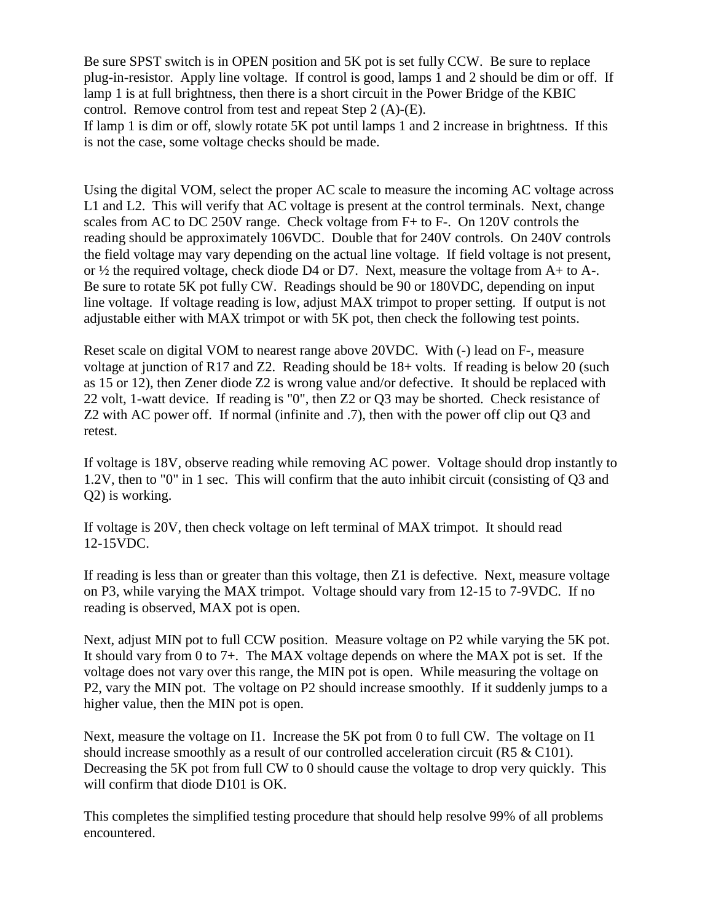Be sure SPST switch is in OPEN position and 5K pot is set fully CCW. Be sure to replace plug-in-resistor. Apply line voltage. If control is good, lamps 1 and 2 should be dim or off. If lamp 1 is at full brightness, then there is a short circuit in the Power Bridge of the KBIC control. Remove control from test and repeat Step 2 (A)-(E).
If lamp 1 is dim or off, slowly rotate 5K pot until lamps 1 and 2 increase in brightness. If this is not the case, some voltage checks should be made.

Using the digital VOM, select the proper AC scale to measure the incoming AC voltage across L1 and L2. This will verify that AC voltage is present at the control terminals. Next, change scales from AC to DC 250V range. Check voltage from F+ to F-. On 120V controls the reading should be approximately 106VDC. Double that for 240V controls. On 240V controls the field voltage may vary depending on the actual line voltage. If field voltage is not present, or ½ the required voltage, check diode D4 or D7. Next, measure the voltage from A+ to A-. Be sure to rotate 5K pot fully CW. Readings should be 90 or 180VDC, depending on input line voltage. If voltage reading is low, adjust MAX trimpot to proper setting. If output is not adjustable either with MAX trimpot or with 5K pot, then check the following test points.

Reset scale on digital VOM to nearest range above 20VDC. With (-) lead on F-, measure voltage at junction of R17 and Z2. Reading should be 18+ volts. If reading is below 20 (such as 15 or 12), then Zener diode Z2 is wrong value and/or defective. It should be replaced with 22 volt, 1-watt device. If reading is "0", then Z2 or Q3 may be shorted. Check resistance of Z2 with AC power off. If normal (infinite and .7), then with the power off clip out Q3 and retest.

If voltage is 18V, observe reading while removing AC power. Voltage should drop instantly to 1.2V, then to "0" in 1 sec. This will confirm that the auto inhibit circuit (consisting of Q3 and Q2) is working.

If voltage is 20V, then check voltage on left terminal of MAX trimpot. It should read 12-15VDC.

If reading is less than or greater than this voltage, then Z1 is defective. Next, measure voltage on P3, while varying the MAX trimpot. Voltage should vary from 12-15 to 7-9VDC. If no reading is observed, MAX pot is open.

Next, adjust MIN pot to full CCW position. Measure voltage on P2 while varying the 5K pot. It should vary from 0 to 7+. The MAX voltage depends on where the MAX pot is set. If the voltage does not vary over this range, the MIN pot is open. While measuring the voltage on P2, vary the MIN pot. The voltage on P2 should increase smoothly. If it suddenly jumps to a higher value, then the MIN pot is open.

Next, measure the voltage on I1. Increase the 5K pot from 0 to full CW. The voltage on I1 should increase smoothly as a result of our controlled acceleration circuit (R5 & C101). Decreasing the 5K pot from full CW to 0 should cause the voltage to drop very quickly. This will confirm that diode D101 is OK.

This completes the simplified testing procedure that should help resolve 99% of all problems encountered.